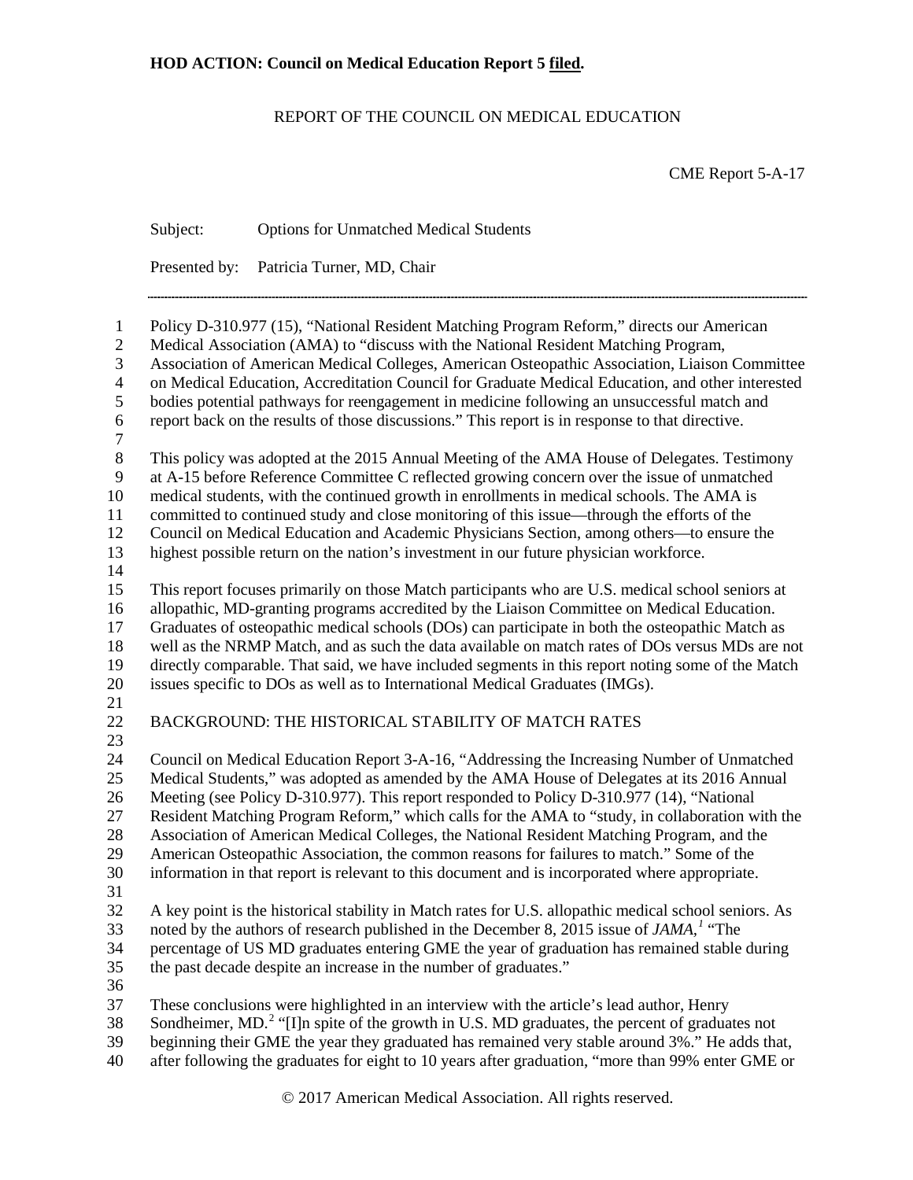**HOD ACTION: Council on Medical Education Report 5 filed.**

REPORT OF THE COUNCIL ON MEDICAL EDUCATION

CME Report 5-A-17

Subject: Options for Unmatched Medical Students

Presented by: Patricia Turner, MD, Chair

---

Policy D-310.977 (15), "National Resident Matching Program Reform," directs our American Medical Association (AMA) to "discuss with the National Resident Matching Program, Association of American Medical Colleges, American Osteopathic Association, Liaison Committee on Medical Education, Accreditation Council for Graduate Medical Education, and other interested bodies potential pathways for reengagement in medicine following an unsuccessful match and report back on the results of those discussions." This report is in response to that directive.

This policy was adopted at the 2015 Annual Meeting of the AMA House of Delegates. Testimony at A-15 before Reference Committee C reflected growing concern over the issue of unmatched medical students, with the continued growth in enrollments in medical schools. The AMA is committed to continued study and close monitoring of this issue—through the efforts of the Council on Medical Education and Academic Physicians Section, among others—to ensure the highest possible return on the nation's investment in our future physician workforce.

This report focuses primarily on those Match participants who are U.S. medical school seniors at allopathic, MD-granting programs accredited by the Liaison Committee on Medical Education. Graduates of osteopathic medical schools (DOs) can participate in both the osteopathic Match as well as the NRMP Match, and as such the data available on match rates of DOs versus MDs are not directly comparable. That said, we have included segments in this report noting some of the Match issues specific to DOs as well as to International Medical Graduates (IMGs).

## BACKGROUND: THE HISTORICAL STABILITY OF MATCH RATES

Council on Medical Education Report 3-A-16, "Addressing the Increasing Number of Unmatched Medical Students," was adopted as amended by the AMA House of Delegates at its 2016 Annual Meeting (see Policy D-310.977). This report responded to Policy D-310.977 (14), "National Resident Matching Program Reform," which calls for the AMA to "study, in collaboration with the Association of American Medical Colleges, the National Resident Matching Program, and the American Osteopathic Association, the common reasons for failures to match." Some of the information in that report is relevant to this document and is incorporated where appropriate.

A key point is the historical stability in Match rates for U.S. allopathic medical school seniors. As noted by the authors of research published in the December 8, 2015 issue of *JAMA*,[1] "The percentage of US MD graduates entering GME the year of graduation has remained stable during the past decade despite an increase in the number of graduates."

These conclusions were highlighted in an interview with the article's lead author, Henry Sondheimer, MD.[2] "[I]n spite of the growth in U.S. MD graduates, the percent of graduates not beginning their GME the year they graduated has remained very stable around 3%." He adds that, after following the graduates for eight to 10 years after graduation, "more than 99% enter GME or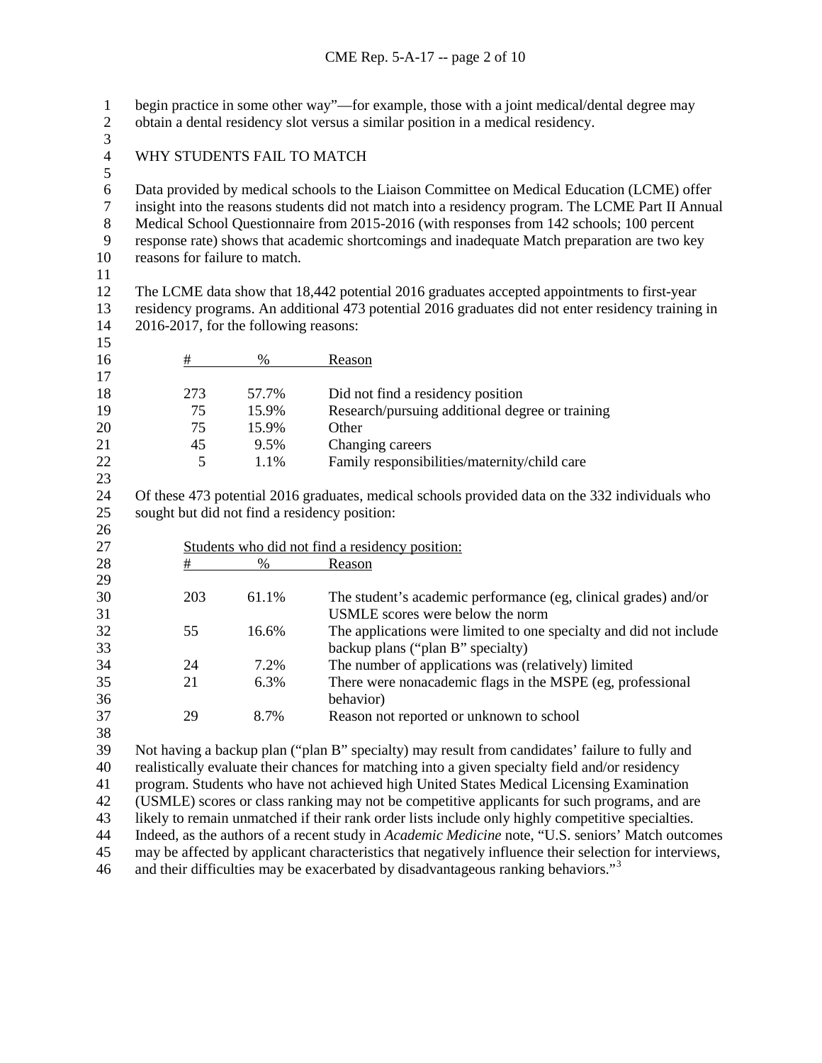begin practice in some other way"—for example, those with a joint medical/dental degree may obtain a dental residency slot versus a similar position in a medical residency.

## WHY STUDENTS FAIL TO MATCH

Data provided by medical schools to the Liaison Committee on Medical Education (LCME) offer insight into the reasons students did not match into a residency program. The LCME Part II Annual Medical School Questionnaire from 2015-2016 (with responses from 142 schools; 100 percent response rate) shows that academic shortcomings and inadequate Match preparation are two key reasons for failure to match.

The LCME data show that 18,442 potential 2016 graduates accepted appointments to first-year residency programs. An additional 473 potential 2016 graduates did not enter residency training in 2016-2017, for the following reasons:

| # | % | Reason |
|---|---|---|
| 273 | 57.7% | Did not find a residency position |
| 75 | 15.9% | Research/pursuing additional degree or training |
| 75 | 15.9% | Other |
| 45 | 9.5% | Changing careers |
| 5 | 1.1% | Family responsibilities/maternity/child care |

Of these 473 potential 2016 graduates, medical schools provided data on the 332 individuals who sought but did not find a residency position:

Students who did not find a residency position:

| # | % | Reason |
|---|---|---|
| 203 | 61.1% | The student's academic performance (eg, clinical grades) and/or USMLE scores were below the norm |
| 55 | 16.6% | The applications were limited to one specialty and did not include backup plans ("plan B" specialty) |
| 24 | 7.2% | The number of applications was (relatively) limited |
| 21 | 6.3% | There were nonacademic flags in the MSPE (eg, professional behavior) |
| 29 | 8.7% | Reason not reported or unknown to school |

Not having a backup plan ("plan B" specialty) may result from candidates' failure to fully and realistically evaluate their chances for matching into a given specialty field and/or residency program. Students who have not achieved high United States Medical Licensing Examination (USMLE) scores or class ranking may not be competitive applicants for such programs, and are likely to remain unmatched if their rank order lists include only highly competitive specialties. Indeed, as the authors of a recent study in *Academic Medicine* note, "U.S. seniors' Match outcomes may be affected by applicant characteristics that negatively influence their selection for interviews, and their difficulties may be exacerbated by disadvantageous ranking behaviors."[3]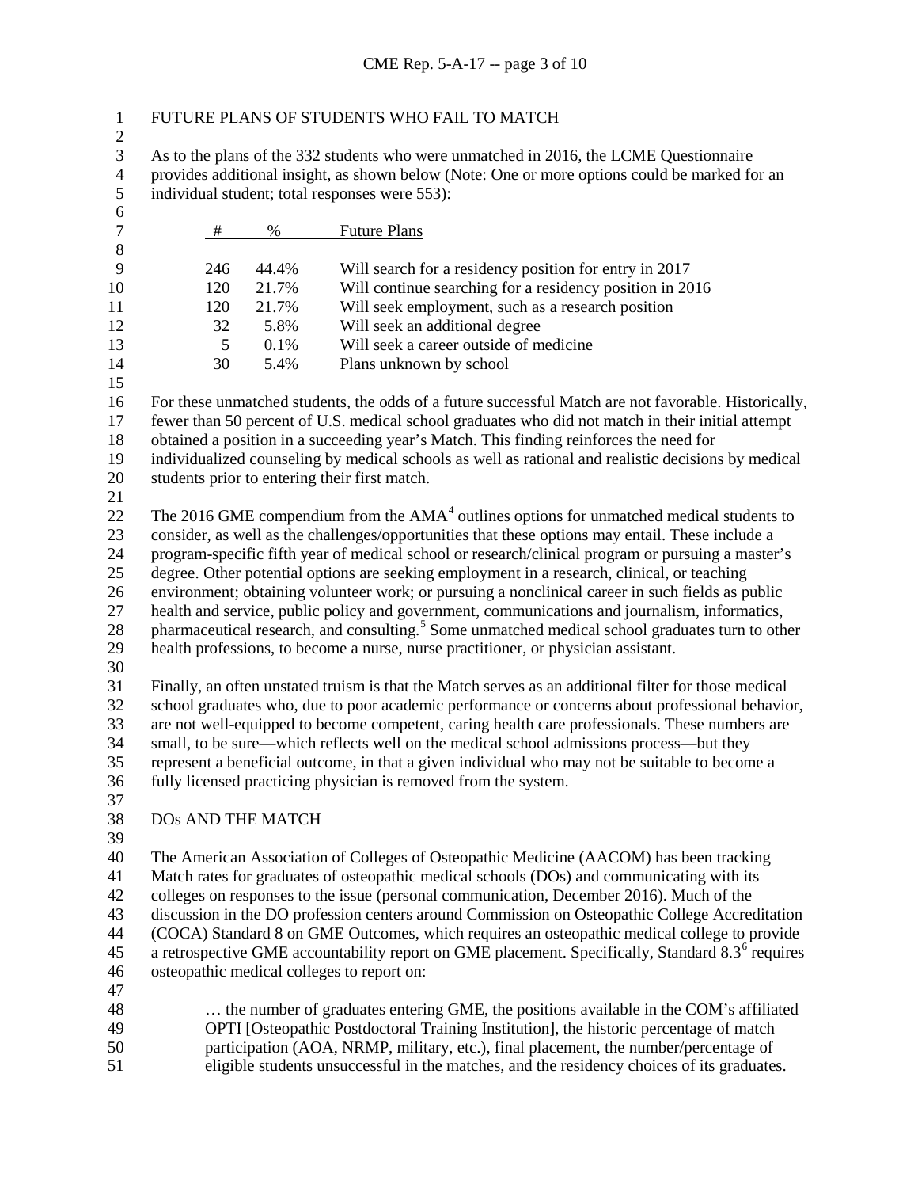## FUTURE PLANS OF STUDENTS WHO FAIL TO MATCH

As to the plans of the 332 students who were unmatched in 2016, the LCME Questionnaire provides additional insight, as shown below (Note: One or more options could be marked for an individual student; total responses were 553):

| # | % | Future Plans |
|---|---|---|
| 246 | 44.4% | Will search for a residency position for entry in 2017 |
| 120 | 21.7% | Will continue searching for a residency position in 2016 |
| 120 | 21.7% | Will seek employment, such as a research position |
| 32 | 5.8% | Will seek an additional degree |
| 5 | 0.1% | Will seek a career outside of medicine |
| 30 | 5.4% | Plans unknown by school |

For these unmatched students, the odds of a future successful Match are not favorable. Historically, fewer than 50 percent of U.S. medical school graduates who did not match in their initial attempt obtained a position in a succeeding year's Match. This finding reinforces the need for individualized counseling by medical schools as well as rational and realistic decisions by medical students prior to entering their first match.

The 2016 GME compendium from the AMA[4] outlines options for unmatched medical students to consider, as well as the challenges/opportunities that these options may entail. These include a program-specific fifth year of medical school or research/clinical program or pursuing a master's degree. Other potential options are seeking employment in a research, clinical, or teaching environment; obtaining volunteer work; or pursuing a nonclinical career in such fields as public health and service, public policy and government, communications and journalism, informatics, pharmaceutical research, and consulting.[5] Some unmatched medical school graduates turn to other health professions, to become a nurse, nurse practitioner, or physician assistant.

Finally, an often unstated truism is that the Match serves as an additional filter for those medical school graduates who, due to poor academic performance or concerns about professional behavior, are not well-equipped to become competent, caring health care professionals. These numbers are small, to be sure—which reflects well on the medical school admissions process—but they represent a beneficial outcome, in that a given individual who may not be suitable to become a fully licensed practicing physician is removed from the system.

## DOs AND THE MATCH

The American Association of Colleges of Osteopathic Medicine (AACOM) has been tracking Match rates for graduates of osteopathic medical schools (DOs) and communicating with its colleges on responses to the issue (personal communication, December 2016). Much of the discussion in the DO profession centers around Commission on Osteopathic College Accreditation (COCA) Standard 8 on GME Outcomes, which requires an osteopathic medical college to provide a retrospective GME accountability report on GME placement. Specifically, Standard 8.3[6] requires osteopathic medical colleges to report on:

> … the number of graduates entering GME, the positions available in the COM's affiliated OPTI [Osteopathic Postdoctoral Training Institution], the historic percentage of match participation (AOA, NRMP, military, etc.), final placement, the number/percentage of eligible students unsuccessful in the matches, and the residency choices of its graduates.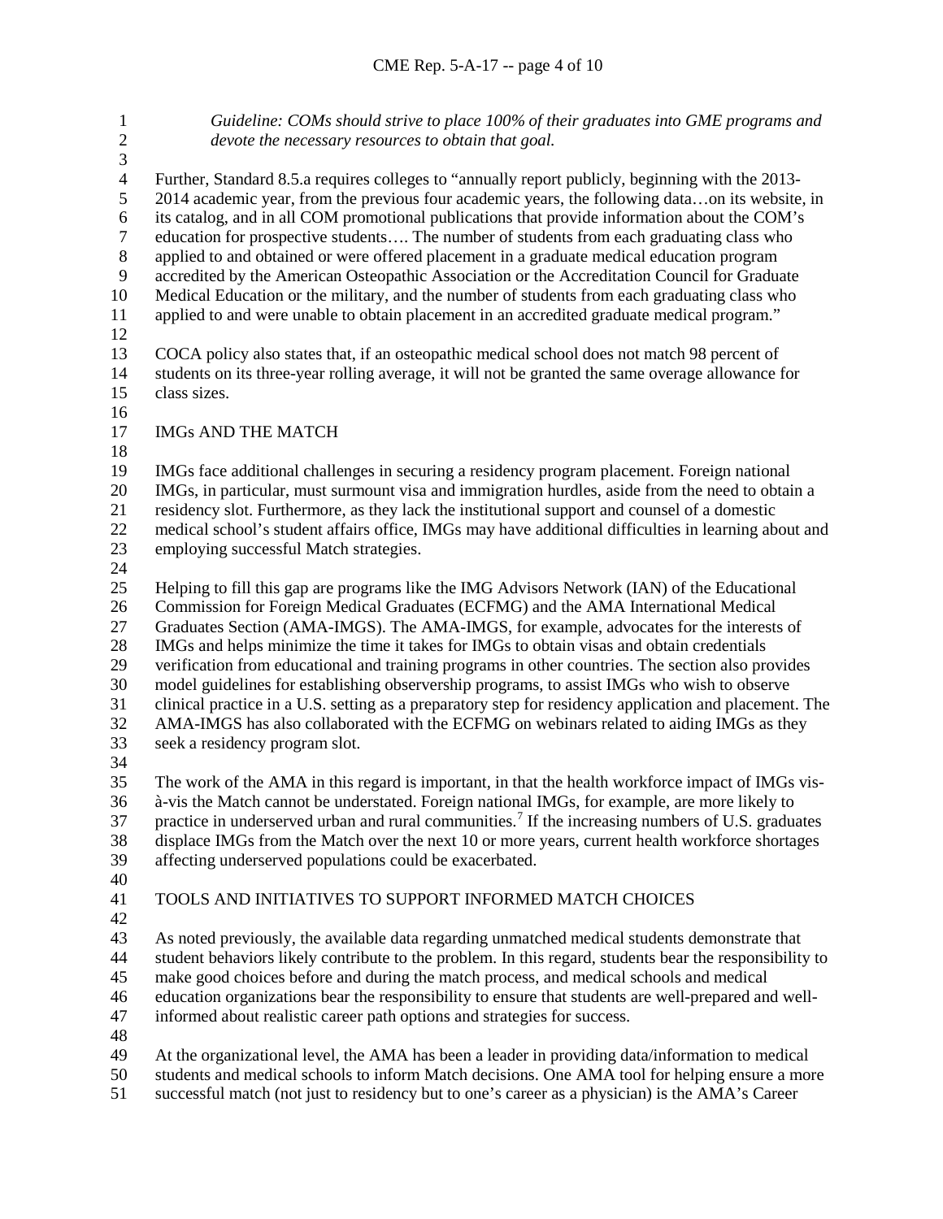*Guideline: COMs should strive to place 100% of their graduates into GME programs and devote the necessary resources to obtain that goal.*

Further, Standard 8.5.a requires colleges to "annually report publicly, beginning with the 2013-2014 academic year, from the previous four academic years, the following data…on its website, in its catalog, and in all COM promotional publications that provide information about the COM's education for prospective students…. The number of students from each graduating class who applied to and obtained or were offered placement in a graduate medical education program accredited by the American Osteopathic Association or the Accreditation Council for Graduate Medical Education or the military, and the number of students from each graduating class who applied to and were unable to obtain placement in an accredited graduate medical program."

COCA policy also states that, if an osteopathic medical school does not match 98 percent of students on its three-year rolling average, it will not be granted the same overage allowance for class sizes.

## IMGs AND THE MATCH

IMGs face additional challenges in securing a residency program placement. Foreign national IMGs, in particular, must surmount visa and immigration hurdles, aside from the need to obtain a residency slot. Furthermore, as they lack the institutional support and counsel of a domestic medical school's student affairs office, IMGs may have additional difficulties in learning about and employing successful Match strategies.

Helping to fill this gap are programs like the IMG Advisors Network (IAN) of the Educational Commission for Foreign Medical Graduates (ECFMG) and the AMA International Medical Graduates Section (AMA-IMGS). The AMA-IMGS, for example, advocates for the interests of IMGs and helps minimize the time it takes for IMGs to obtain visas and obtain credentials verification from educational and training programs in other countries. The section also provides model guidelines for establishing observership programs, to assist IMGs who wish to observe clinical practice in a U.S. setting as a preparatory step for residency application and placement. The AMA-IMGS has also collaborated with the ECFMG on webinars related to aiding IMGs as they seek a residency program slot.

The work of the AMA in this regard is important, in that the health workforce impact of IMGs vis-à-vis the Match cannot be understated. Foreign national IMGs, for example, are more likely to practice in underserved urban and rural communities.[7] If the increasing numbers of U.S. graduates displace IMGs from the Match over the next 10 or more years, current health workforce shortages affecting underserved populations could be exacerbated.

## TOOLS AND INITIATIVES TO SUPPORT INFORMED MATCH CHOICES

As noted previously, the available data regarding unmatched medical students demonstrate that student behaviors likely contribute to the problem. In this regard, students bear the responsibility to make good choices before and during the match process, and medical schools and medical education organizations bear the responsibility to ensure that students are well-prepared and well-informed about realistic career path options and strategies for success.

At the organizational level, the AMA has been a leader in providing data/information to medical students and medical schools to inform Match decisions. One AMA tool for helping ensure a more successful match (not just to residency but to one's career as a physician) is the AMA's Career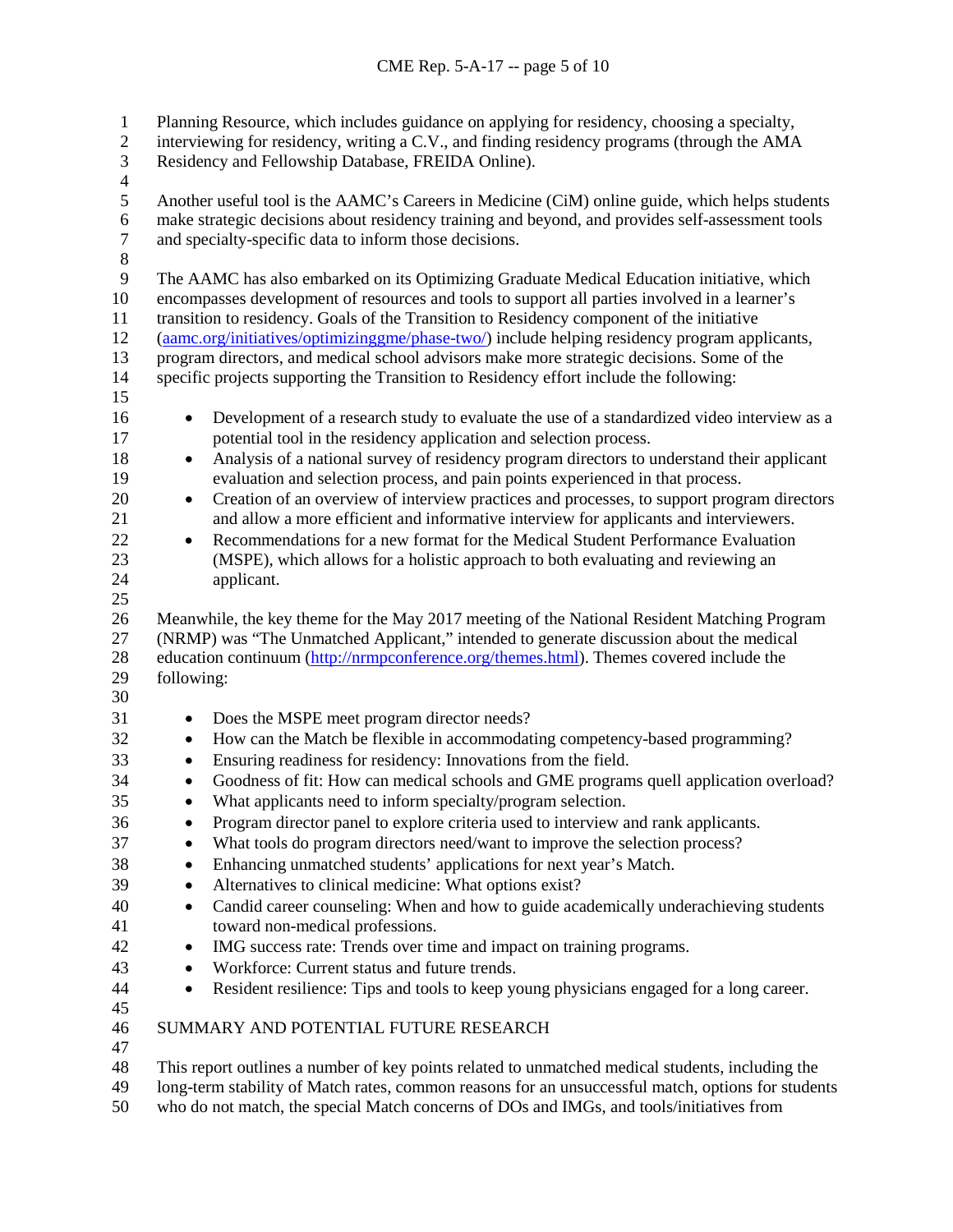Planning Resource, which includes guidance on applying for residency, choosing a specialty, interviewing for residency, writing a C.V., and finding residency programs (through the AMA Residency and Fellowship Database, FREIDA Online).

Another useful tool is the AAMC's Careers in Medicine (CiM) online guide, which helps students make strategic decisions about residency training and beyond, and provides self-assessment tools and specialty-specific data to inform those decisions.

The AAMC has also embarked on its Optimizing Graduate Medical Education initiative, which encompasses development of resources and tools to support all parties involved in a learner's transition to residency. Goals of the Transition to Residency component of the initiative ([aamc.org/initiatives/optimizinggme/phase-two/](aamc.org/initiatives/optimizinggme/phase-two/)) include helping residency program applicants, program directors, and medical school advisors make more strategic decisions. Some of the specific projects supporting the Transition to Residency effort include the following:

- Development of a research study to evaluate the use of a standardized video interview as a potential tool in the residency application and selection process.
- Analysis of a national survey of residency program directors to understand their applicant evaluation and selection process, and pain points experienced in that process.
- Creation of an overview of interview practices and processes, to support program directors and allow a more efficient and informative interview for applicants and interviewers.
- Recommendations for a new format for the Medical Student Performance Evaluation (MSPE), which allows for a holistic approach to both evaluating and reviewing an applicant.

Meanwhile, the key theme for the May 2017 meeting of the National Resident Matching Program (NRMP) was "The Unmatched Applicant," intended to generate discussion about the medical education continuum ([http://nrmpconference.org/themes.html](http://nrmpconference.org/themes.html)). Themes covered include the following:

- Does the MSPE meet program director needs?
- How can the Match be flexible in accommodating competency-based programming?
- Ensuring readiness for residency: Innovations from the field.
- Goodness of fit: How can medical schools and GME programs quell application overload?
- What applicants need to inform specialty/program selection.
- Program director panel to explore criteria used to interview and rank applicants.
- What tools do program directors need/want to improve the selection process?
- Enhancing unmatched students' applications for next year's Match.
- Alternatives to clinical medicine: What options exist?
- Candid career counseling: When and how to guide academically underachieving students toward non-medical professions.
- IMG success rate: Trends over time and impact on training programs.
- Workforce: Current status and future trends.
- Resident resilience: Tips and tools to keep young physicians engaged for a long career.

## SUMMARY AND POTENTIAL FUTURE RESEARCH

This report outlines a number of key points related to unmatched medical students, including the long-term stability of Match rates, common reasons for an unsuccessful match, options for students who do not match, the special Match concerns of DOs and IMGs, and tools/initiatives from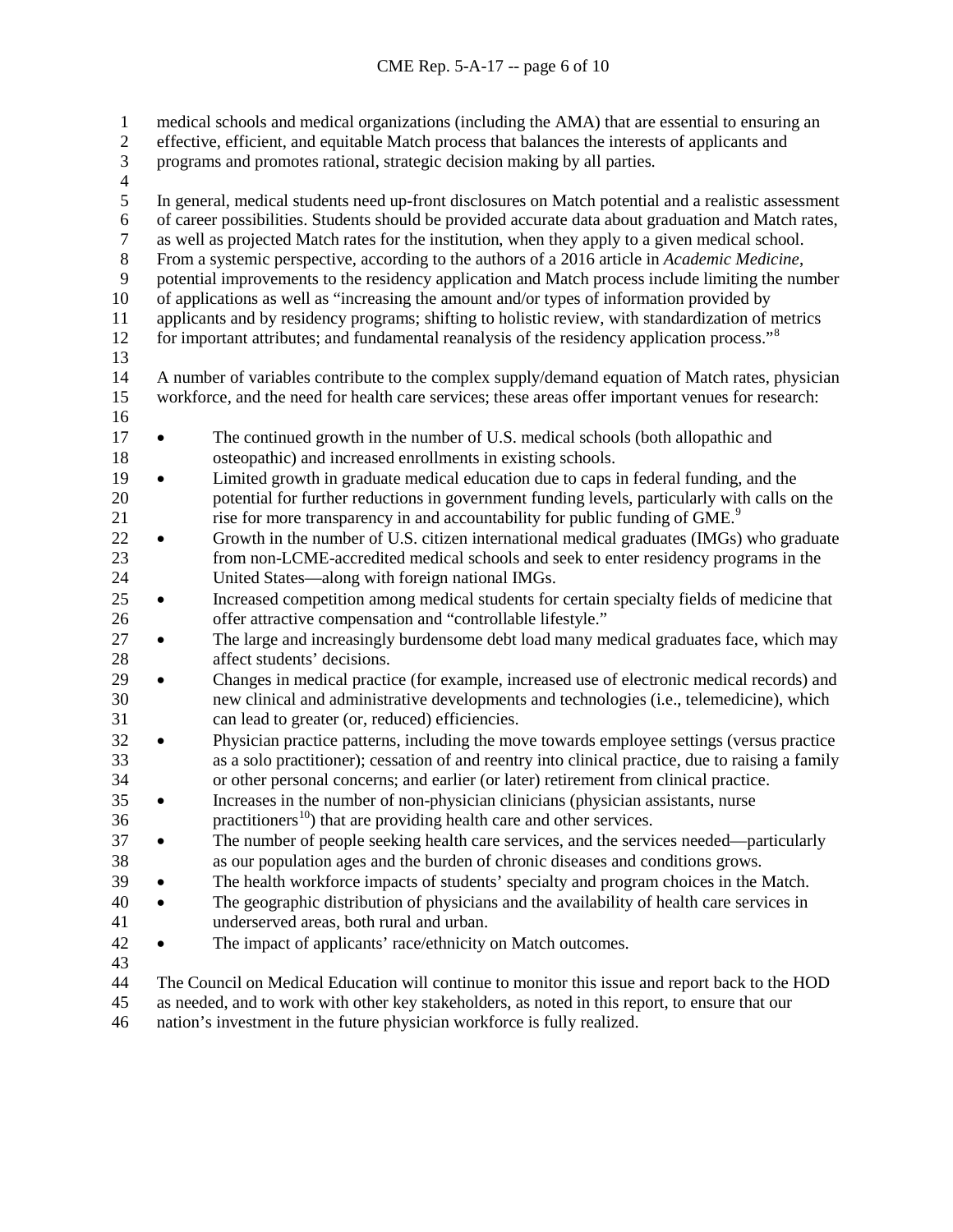medical schools and medical organizations (including the AMA) that are essential to ensuring an effective, efficient, and equitable Match process that balances the interests of applicants and programs and promotes rational, strategic decision making by all parties.

In general, medical students need up-front disclosures on Match potential and a realistic assessment of career possibilities. Students should be provided accurate data about graduation and Match rates, as well as projected Match rates for the institution, when they apply to a given medical school. From a systemic perspective, according to the authors of a 2016 article in *Academic Medicine*, potential improvements to the residency application and Match process include limiting the number of applications as well as "increasing the amount and/or types of information provided by applicants and by residency programs; shifting to holistic review, with standardization of metrics for important attributes; and fundamental reanalysis of the residency application process."[8]

A number of variables contribute to the complex supply/demand equation of Match rates, physician workforce, and the need for health care services; these areas offer important venues for research:

- The continued growth in the number of U.S. medical schools (both allopathic and osteopathic) and increased enrollments in existing schools.
- Limited growth in graduate medical education due to caps in federal funding, and the potential for further reductions in government funding levels, particularly with calls on the rise for more transparency in and accountability for public funding of GME.[9]
- Growth in the number of U.S. citizen international medical graduates (IMGs) who graduate from non-LCME-accredited medical schools and seek to enter residency programs in the United States—along with foreign national IMGs.
- Increased competition among medical students for certain specialty fields of medicine that offer attractive compensation and "controllable lifestyle."
- The large and increasingly burdensome debt load many medical graduates face, which may affect students' decisions.
- Changes in medical practice (for example, increased use of electronic medical records) and new clinical and administrative developments and technologies (i.e., telemedicine), which can lead to greater (or, reduced) efficiencies.
- Physician practice patterns, including the move towards employee settings (versus practice as a solo practitioner); cessation of and reentry into clinical practice, due to raising a family or other personal concerns; and earlier (or later) retirement from clinical practice.
- Increases in the number of non-physician clinicians (physician assistants, nurse practitioners[10]) that are providing health care and other services.
- The number of people seeking health care services, and the services needed—particularly as our population ages and the burden of chronic diseases and conditions grows.
- The health workforce impacts of students' specialty and program choices in the Match.
- The geographic distribution of physicians and the availability of health care services in underserved areas, both rural and urban.
- The impact of applicants' race/ethnicity on Match outcomes.

The Council on Medical Education will continue to monitor this issue and report back to the HOD as needed, and to work with other key stakeholders, as noted in this report, to ensure that our nation's investment in the future physician workforce is fully realized.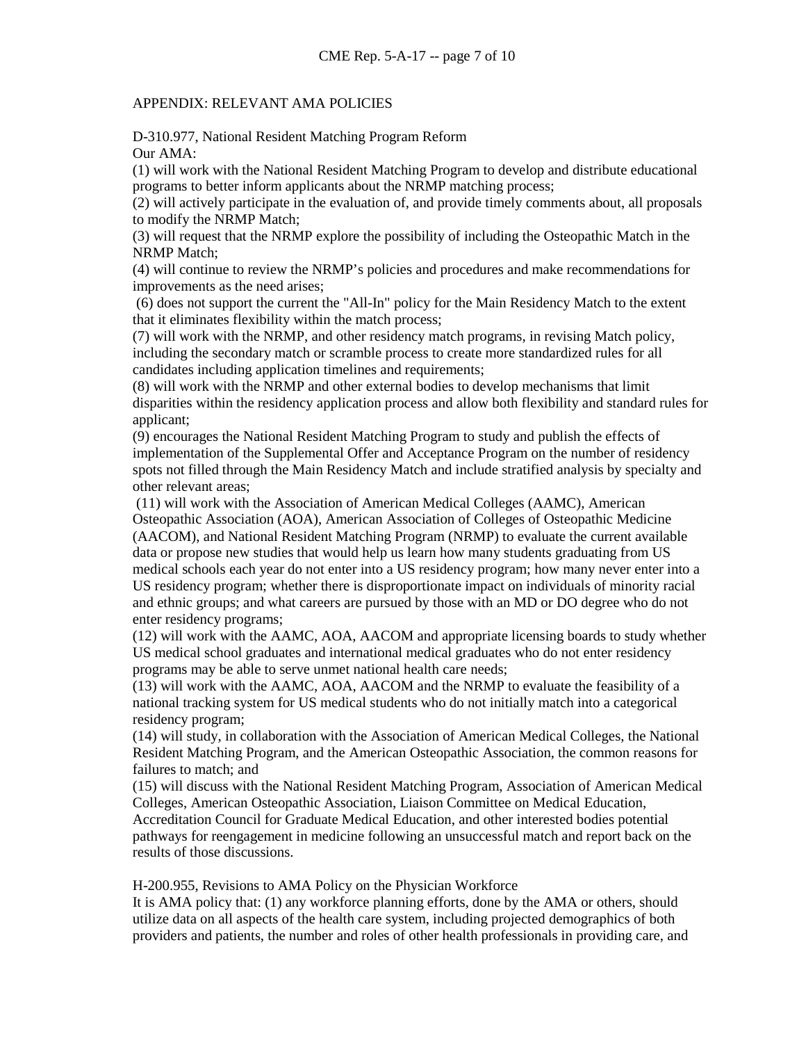APPENDIX: RELEVANT AMA POLICIES

D-310.977, National Resident Matching Program Reform

Our AMA:

(1) will work with the National Resident Matching Program to develop and distribute educational programs to better inform applicants about the NRMP matching process;

(2) will actively participate in the evaluation of, and provide timely comments about, all proposals to modify the NRMP Match;

(3) will request that the NRMP explore the possibility of including the Osteopathic Match in the NRMP Match;

(4) will continue to review the NRMP's policies and procedures and make recommendations for improvements as the need arises;

(6) does not support the current the "All-In" policy for the Main Residency Match to the extent that it eliminates flexibility within the match process;

(7) will work with the NRMP, and other residency match programs, in revising Match policy, including the secondary match or scramble process to create more standardized rules for all candidates including application timelines and requirements;

(8) will work with the NRMP and other external bodies to develop mechanisms that limit disparities within the residency application process and allow both flexibility and standard rules for applicant;

(9) encourages the National Resident Matching Program to study and publish the effects of implementation of the Supplemental Offer and Acceptance Program on the number of residency spots not filled through the Main Residency Match and include stratified analysis by specialty and other relevant areas;

(11) will work with the Association of American Medical Colleges (AAMC), American Osteopathic Association (AOA), American Association of Colleges of Osteopathic Medicine (AACOM), and National Resident Matching Program (NRMP) to evaluate the current available data or propose new studies that would help us learn how many students graduating from US medical schools each year do not enter into a US residency program; how many never enter into a US residency program; whether there is disproportionate impact on individuals of minority racial and ethnic groups; and what careers are pursued by those with an MD or DO degree who do not enter residency programs;

(12) will work with the AAMC, AOA, AACOM and appropriate licensing boards to study whether US medical school graduates and international medical graduates who do not enter residency programs may be able to serve unmet national health care needs;

(13) will work with the AAMC, AOA, AACOM and the NRMP to evaluate the feasibility of a national tracking system for US medical students who do not initially match into a categorical residency program;

(14) will study, in collaboration with the Association of American Medical Colleges, the National Resident Matching Program, and the American Osteopathic Association, the common reasons for failures to match; and

(15) will discuss with the National Resident Matching Program, Association of American Medical Colleges, American Osteopathic Association, Liaison Committee on Medical Education, Accreditation Council for Graduate Medical Education, and other interested bodies potential pathways for reengagement in medicine following an unsuccessful match and report back on the results of those discussions.

H-200.955, Revisions to AMA Policy on the Physician Workforce

It is AMA policy that: (1) any workforce planning efforts, done by the AMA or others, should utilize data on all aspects of the health care system, including projected demographics of both providers and patients, the number and roles of other health professionals in providing care, and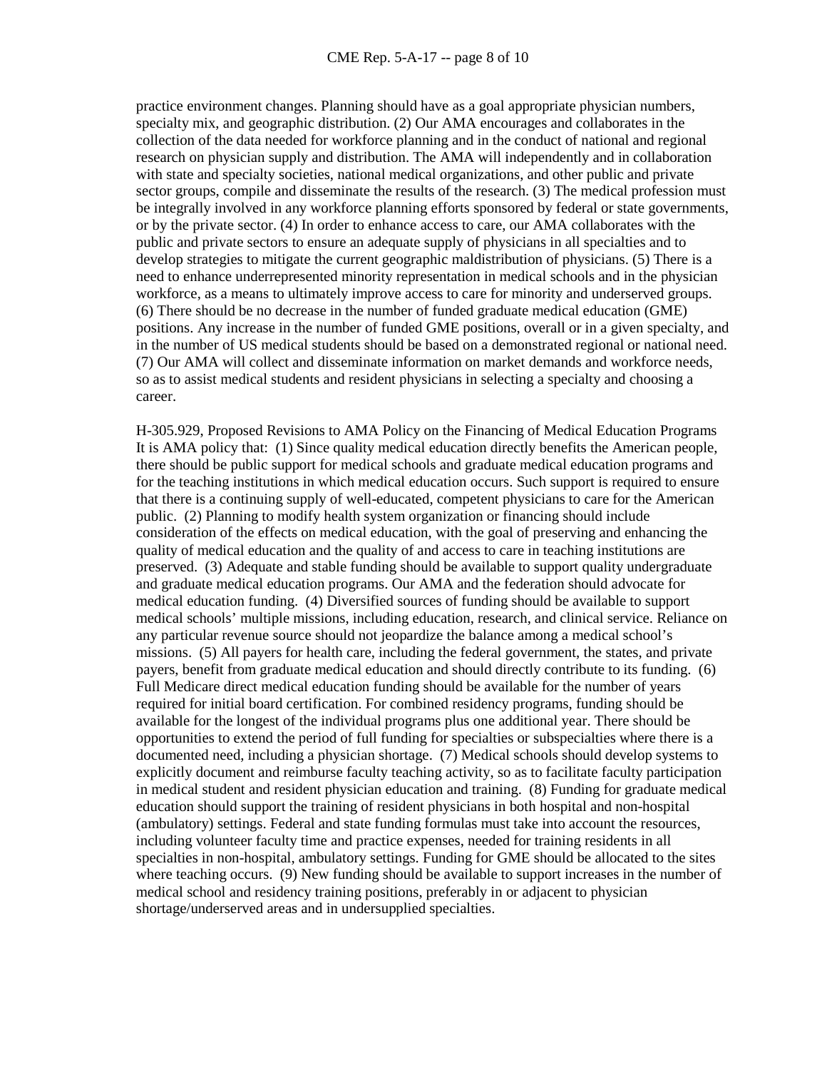practice environment changes. Planning should have as a goal appropriate physician numbers, specialty mix, and geographic distribution. (2) Our AMA encourages and collaborates in the collection of the data needed for workforce planning and in the conduct of national and regional research on physician supply and distribution. The AMA will independently and in collaboration with state and specialty societies, national medical organizations, and other public and private sector groups, compile and disseminate the results of the research. (3) The medical profession must be integrally involved in any workforce planning efforts sponsored by federal or state governments, or by the private sector. (4) In order to enhance access to care, our AMA collaborates with the public and private sectors to ensure an adequate supply of physicians in all specialties and to develop strategies to mitigate the current geographic maldistribution of physicians. (5) There is a need to enhance underrepresented minority representation in medical schools and in the physician workforce, as a means to ultimately improve access to care for minority and underserved groups. (6) There should be no decrease in the number of funded graduate medical education (GME) positions. Any increase in the number of funded GME positions, overall or in a given specialty, and in the number of US medical students should be based on a demonstrated regional or national need. (7) Our AMA will collect and disseminate information on market demands and workforce needs, so as to assist medical students and resident physicians in selecting a specialty and choosing a career.

H-305.929, Proposed Revisions to AMA Policy on the Financing of Medical Education Programs
It is AMA policy that: (1) Since quality medical education directly benefits the American people, there should be public support for medical schools and graduate medical education programs and for the teaching institutions in which medical education occurs. Such support is required to ensure that there is a continuing supply of well-educated, competent physicians to care for the American public. (2) Planning to modify health system organization or financing should include consideration of the effects on medical education, with the goal of preserving and enhancing the quality of medical education and the quality of and access to care in teaching institutions are preserved. (3) Adequate and stable funding should be available to support quality undergraduate and graduate medical education programs. Our AMA and the federation should advocate for medical education funding. (4) Diversified sources of funding should be available to support medical schools' multiple missions, including education, research, and clinical service. Reliance on any particular revenue source should not jeopardize the balance among a medical school's missions. (5) All payers for health care, including the federal government, the states, and private payers, benefit from graduate medical education and should directly contribute to its funding. (6) Full Medicare direct medical education funding should be available for the number of years required for initial board certification. For combined residency programs, funding should be available for the longest of the individual programs plus one additional year. There should be opportunities to extend the period of full funding for specialties or subspecialties where there is a documented need, including a physician shortage. (7) Medical schools should develop systems to explicitly document and reimburse faculty teaching activity, so as to facilitate faculty participation in medical student and resident physician education and training. (8) Funding for graduate medical education should support the training of resident physicians in both hospital and non-hospital (ambulatory) settings. Federal and state funding formulas must take into account the resources, including volunteer faculty time and practice expenses, needed for training residents in all specialties in non-hospital, ambulatory settings. Funding for GME should be allocated to the sites where teaching occurs. (9) New funding should be available to support increases in the number of medical school and residency training positions, preferably in or adjacent to physician shortage/underserved areas and in undersupplied specialties.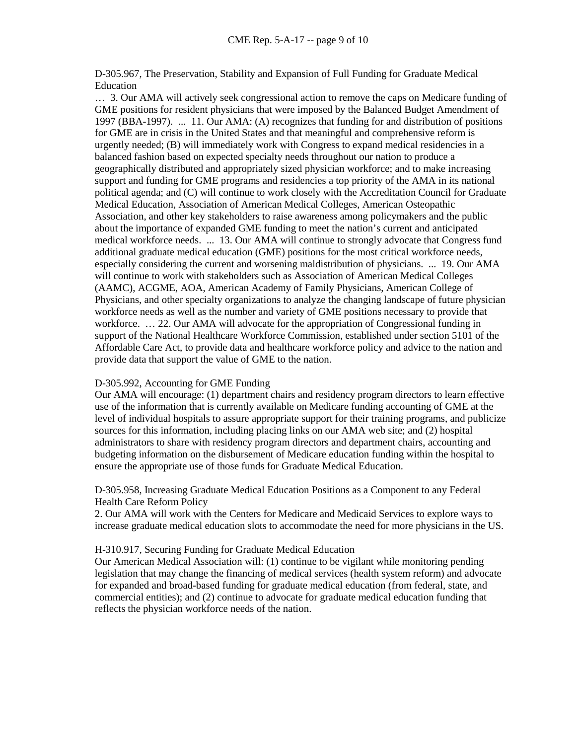D-305.967, The Preservation, Stability and Expansion of Full Funding for Graduate Medical Education

… 3. Our AMA will actively seek congressional action to remove the caps on Medicare funding of GME positions for resident physicians that were imposed by the Balanced Budget Amendment of 1997 (BBA-1997). ... 11. Our AMA: (A) recognizes that funding for and distribution of positions for GME are in crisis in the United States and that meaningful and comprehensive reform is urgently needed; (B) will immediately work with Congress to expand medical residencies in a balanced fashion based on expected specialty needs throughout our nation to produce a geographically distributed and appropriately sized physician workforce; and to make increasing support and funding for GME programs and residencies a top priority of the AMA in its national political agenda; and (C) will continue to work closely with the Accreditation Council for Graduate Medical Education, Association of American Medical Colleges, American Osteopathic Association, and other key stakeholders to raise awareness among policymakers and the public about the importance of expanded GME funding to meet the nation's current and anticipated medical workforce needs. ... 13. Our AMA will continue to strongly advocate that Congress fund additional graduate medical education (GME) positions for the most critical workforce needs, especially considering the current and worsening maldistribution of physicians. ... 19. Our AMA will continue to work with stakeholders such as Association of American Medical Colleges (AAMC), ACGME, AOA, American Academy of Family Physicians, American College of Physicians, and other specialty organizations to analyze the changing landscape of future physician workforce needs as well as the number and variety of GME positions necessary to provide that workforce. … 22. Our AMA will advocate for the appropriation of Congressional funding in support of the National Healthcare Workforce Commission, established under section 5101 of the Affordable Care Act, to provide data and healthcare workforce policy and advice to the nation and provide data that support the value of GME to the nation.

D-305.992, Accounting for GME Funding

Our AMA will encourage: (1) department chairs and residency program directors to learn effective use of the information that is currently available on Medicare funding accounting of GME at the level of individual hospitals to assure appropriate support for their training programs, and publicize sources for this information, including placing links on our AMA web site; and (2) hospital administrators to share with residency program directors and department chairs, accounting and budgeting information on the disbursement of Medicare education funding within the hospital to ensure the appropriate use of those funds for Graduate Medical Education.

D-305.958, Increasing Graduate Medical Education Positions as a Component to any Federal Health Care Reform Policy

2. Our AMA will work with the Centers for Medicare and Medicaid Services to explore ways to increase graduate medical education slots to accommodate the need for more physicians in the US.

H-310.917, Securing Funding for Graduate Medical Education

Our American Medical Association will: (1) continue to be vigilant while monitoring pending legislation that may change the financing of medical services (health system reform) and advocate for expanded and broad-based funding for graduate medical education (from federal, state, and commercial entities); and (2) continue to advocate for graduate medical education funding that reflects the physician workforce needs of the nation.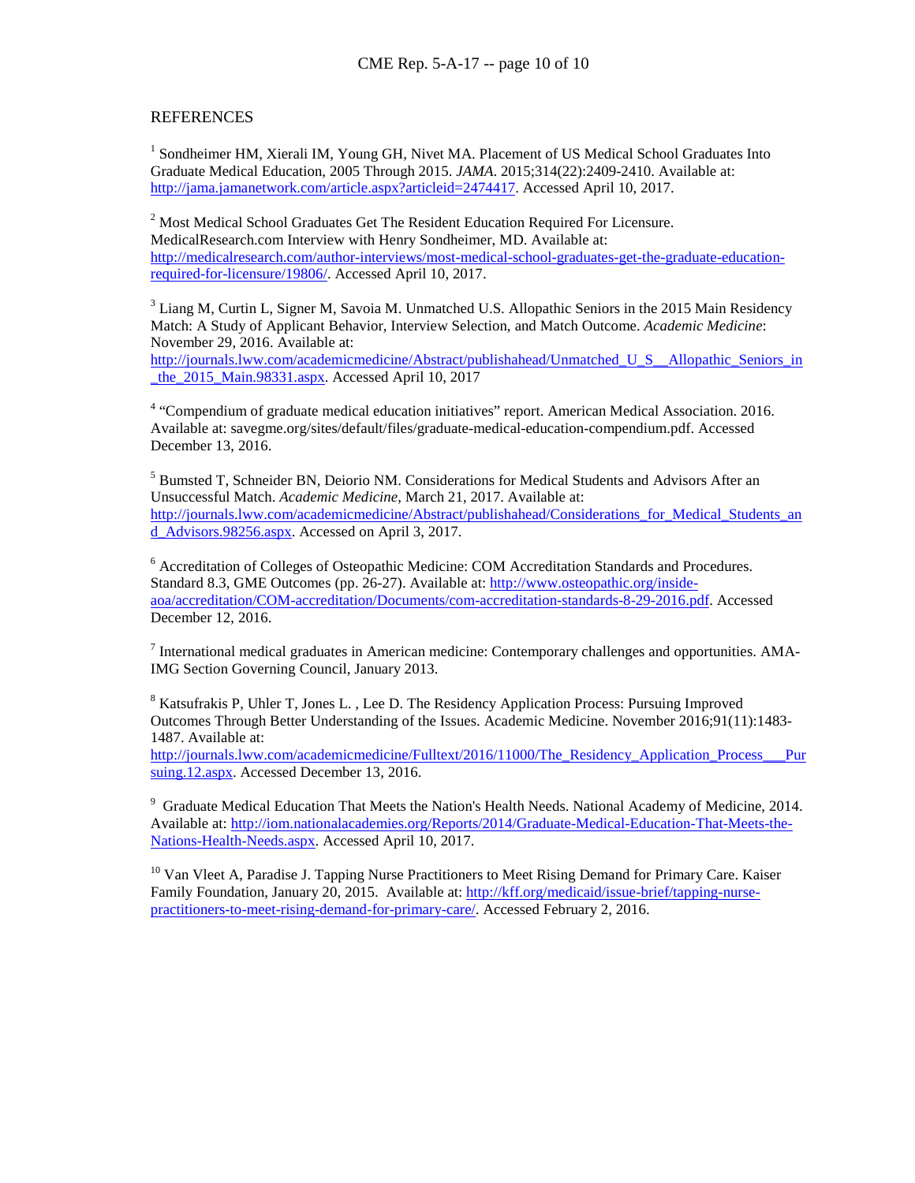## REFERENCES

[1] Sondheimer HM, Xierali IM, Young GH, Nivet MA. Placement of US Medical School Graduates Into Graduate Medical Education, 2005 Through 2015. *JAMA*. 2015;314(22):2409-2410. Available at: http://jama.jamanetwork.com/article.aspx?articleid=2474417. Accessed April 10, 2017.

[2] Most Medical School Graduates Get The Resident Education Required For Licensure. MedicalResearch.com Interview with Henry Sondheimer, MD. Available at: http://medicalresearch.com/author-interviews/most-medical-school-graduates-get-the-graduate-education-required-for-licensure/19806/. Accessed April 10, 2017.

[3] Liang M, Curtin L, Signer M, Savoia M. Unmatched U.S. Allopathic Seniors in the 2015 Main Residency Match: A Study of Applicant Behavior, Interview Selection, and Match Outcome. *Academic Medicine*: November 29, 2016. Available at: http://journals.lww.com/academicmedicine/Abstract/publishahead/Unmatched_U_S__Allopathic_Seniors_in_the_2015_Main.98331.aspx. Accessed April 10, 2017

[4] "Compendium of graduate medical education initiatives" report. American Medical Association. 2016. Available at: savegme.org/sites/default/files/graduate-medical-education-compendium.pdf. Accessed December 13, 2016.

[5] Bumsted T, Schneider BN, Deiorio NM. Considerations for Medical Students and Advisors After an Unsuccessful Match. *Academic Medicine*, March 21, 2017. Available at: http://journals.lww.com/academicmedicine/Abstract/publishahead/Considerations_for_Medical_Students_and_Advisors.98256.aspx. Accessed on April 3, 2017.

[6] Accreditation of Colleges of Osteopathic Medicine: COM Accreditation Standards and Procedures. Standard 8.3, GME Outcomes (pp. 26-27). Available at: http://www.osteopathic.org/inside-aoa/accreditation/COM-accreditation/Documents/com-accreditation-standards-8-29-2016.pdf. Accessed December 12, 2016.

[7] International medical graduates in American medicine: Contemporary challenges and opportunities. AMA-IMG Section Governing Council, January 2013.

[8] Katsufrakis P, Uhler T, Jones L. , Lee D. The Residency Application Process: Pursuing Improved Outcomes Through Better Understanding of the Issues. Academic Medicine. November 2016;91(11):1483-1487. Available at: http://journals.lww.com/academicmedicine/Fulltext/2016/11000/The_Residency_Application_Process___Pursuing.12.aspx. Accessed December 13, 2016.

[9] Graduate Medical Education That Meets the Nation's Health Needs. National Academy of Medicine, 2014. Available at: http://iom.nationalacademies.org/Reports/2014/Graduate-Medical-Education-That-Meets-the-Nations-Health-Needs.aspx. Accessed April 10, 2017.

[10] Van Vleet A, Paradise J. Tapping Nurse Practitioners to Meet Rising Demand for Primary Care. Kaiser Family Foundation, January 20, 2015. Available at: http://kff.org/medicaid/issue-brief/tapping-nurse-practitioners-to-meet-rising-demand-for-primary-care/. Accessed February 2, 2016.